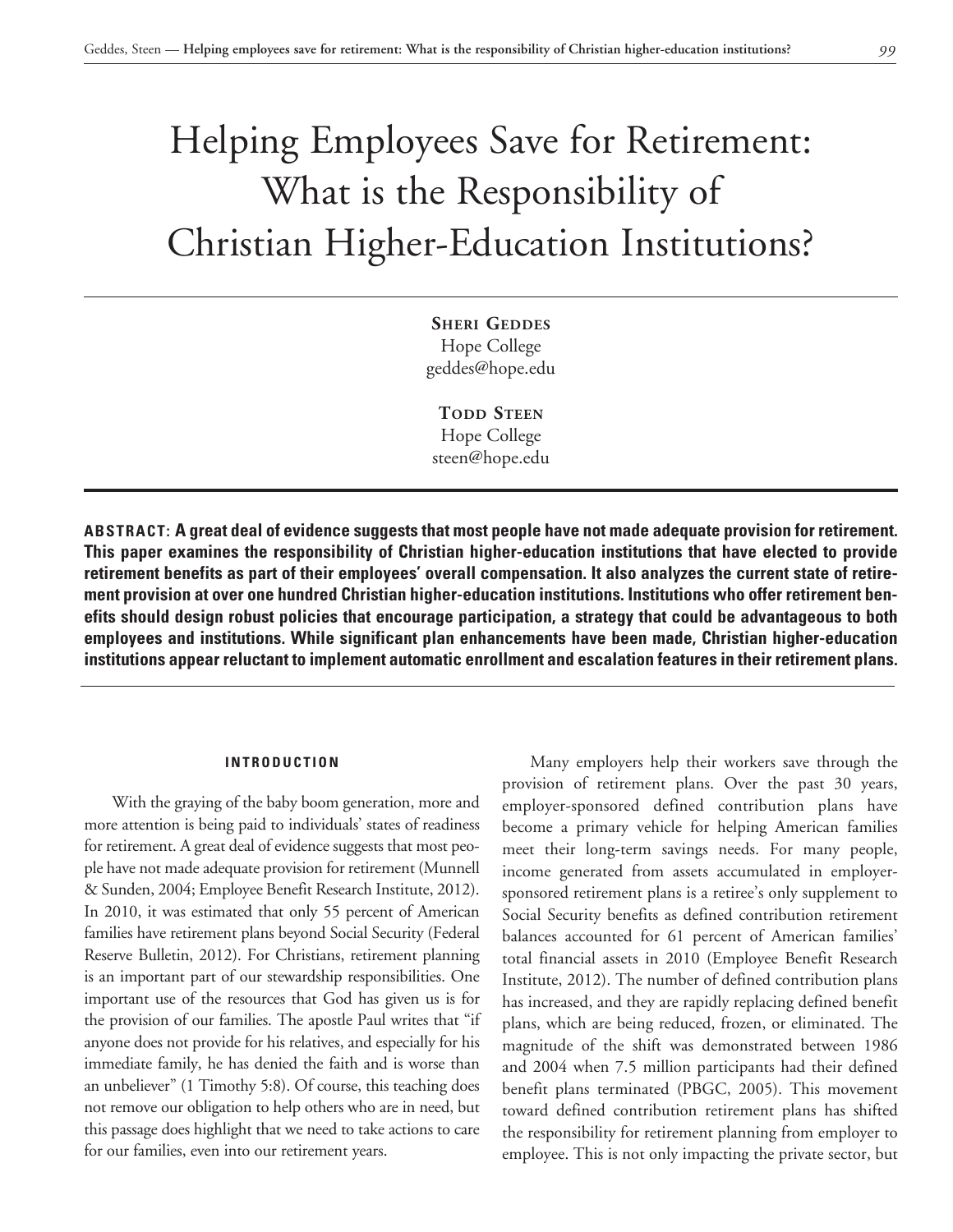# Helping Employees Save for Retirement: What is the Responsibility of Christian Higher-Education Institutions?

**Sheri Geddes**
Hope College
geddes@hope.edu

**Todd Steen**
Hope College
steen@hope.edu

**ABSTRACT: A great deal of evidence suggests that most people have not made adequate provision for retirement. This paper examines the responsibility of Christian higher-education institutions that have elected to provide retirement benefits as part of their employees' overall compensation. It also analyzes the current state of retirement provision at over one hundred Christian higher-education institutions. Institutions who offer retirement benefits should design robust policies that encourage participation, a strategy that could be advantageous to both employees and institutions. While significant plan enhancements have been made, Christian higher-education institutions appear reluctant to implement automatic enrollment and escalation features in their retirement plans.**

## INTRODUCTION

With the graying of the baby boom generation, more and more attention is being paid to individuals' states of readiness for retirement. A great deal of evidence suggests that most people have not made adequate provision for retirement (Munnell & Sunden, 2004; Employee Benefit Research Institute, 2012). In 2010, it was estimated that only 55 percent of American families have retirement plans beyond Social Security (Federal Reserve Bulletin, 2012). For Christians, retirement planning is an important part of our stewardship responsibilities. One important use of the resources that God has given us is for the provision of our families. The apostle Paul writes that "if anyone does not provide for his relatives, and especially for his immediate family, he has denied the faith and is worse than an unbeliever" (1 Timothy 5:8). Of course, this teaching does not remove our obligation to help others who are in need, but this passage does highlight that we need to take actions to care for our families, even into our retirement years.

Many employers help their workers save through the provision of retirement plans. Over the past 30 years, employer-sponsored defined contribution plans have become a primary vehicle for helping American families meet their long-term savings needs. For many people, income generated from assets accumulated in employer-sponsored retirement plans is a retiree's only supplement to Social Security benefits as defined contribution retirement balances accounted for 61 percent of American families' total financial assets in 2010 (Employee Benefit Research Institute, 2012). The number of defined contribution plans has increased, and they are rapidly replacing defined benefit plans, which are being reduced, frozen, or eliminated. The magnitude of the shift was demonstrated between 1986 and 2004 when 7.5 million participants had their defined benefit plans terminated (PBGC, 2005). This movement toward defined contribution retirement plans has shifted the responsibility for retirement planning from employer to employee. This is not only impacting the private sector, but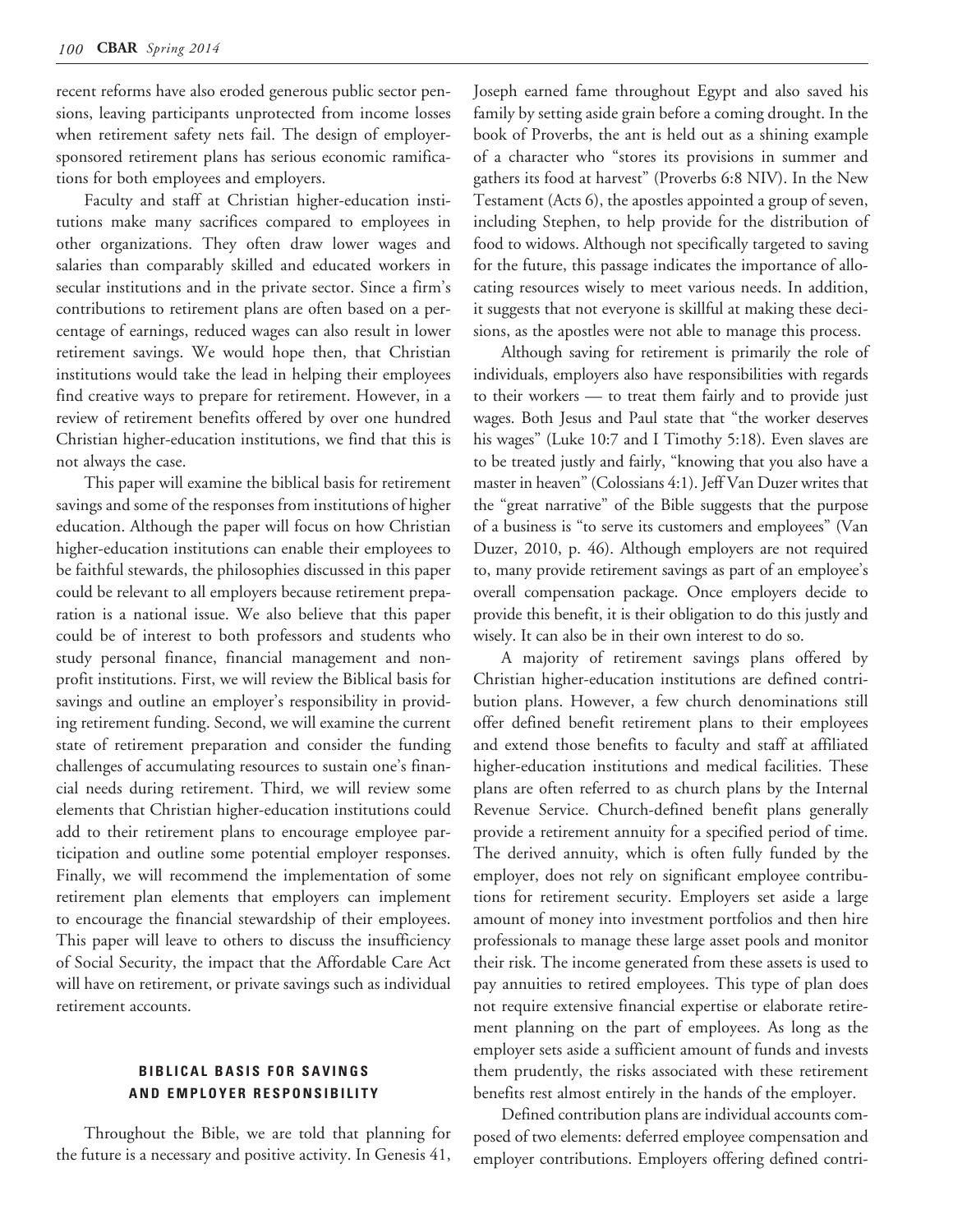recent reforms have also eroded generous public sector pensions, leaving participants unprotected from income losses when retirement safety nets fail. The design of employer-sponsored retirement plans has serious economic ramifications for both employees and employers.

Faculty and staff at Christian higher-education institutions make many sacrifices compared to employees in other organizations. They often draw lower wages and salaries than comparably skilled and educated workers in secular institutions and in the private sector. Since a firm's contributions to retirement plans are often based on a percentage of earnings, reduced wages can also result in lower retirement savings. We would hope then, that Christian institutions would take the lead in helping their employees find creative ways to prepare for retirement. However, in a review of retirement benefits offered by over one hundred Christian higher-education institutions, we find that this is not always the case.

This paper will examine the biblical basis for retirement savings and some of the responses from institutions of higher education. Although the paper will focus on how Christian higher-education institutions can enable their employees to be faithful stewards, the philosophies discussed in this paper could be relevant to all employers because retirement preparation is a national issue. We also believe that this paper could be of interest to both professors and students who study personal finance, financial management and non-profit institutions. First, we will review the Biblical basis for savings and outline an employer's responsibility in providing retirement funding. Second, we will examine the current state of retirement preparation and consider the funding challenges of accumulating resources to sustain one's financial needs during retirement. Third, we will review some elements that Christian higher-education institutions could add to their retirement plans to encourage employee participation and outline some potential employer responses. Finally, we will recommend the implementation of some retirement plan elements that employers can implement to encourage the financial stewardship of their employees. This paper will leave to others to discuss the insufficiency of Social Security, the impact that the Affordable Care Act will have on retirement, or private savings such as individual retirement accounts.

## BIBLICAL BASIS FOR SAVINGS AND EMPLOYER RESPONSIBILITY

Throughout the Bible, we are told that planning for the future is a necessary and positive activity. In Genesis 41, Joseph earned fame throughout Egypt and also saved his family by setting aside grain before a coming drought. In the book of Proverbs, the ant is held out as a shining example of a character who "stores its provisions in summer and gathers its food at harvest" (Proverbs 6:8 NIV). In the New Testament (Acts 6), the apostles appointed a group of seven, including Stephen, to help provide for the distribution of food to widows. Although not specifically targeted to saving for the future, this passage indicates the importance of allocating resources wisely to meet various needs. In addition, it suggests that not everyone is skillful at making these decisions, as the apostles were not able to manage this process.

Although saving for retirement is primarily the role of individuals, employers also have responsibilities with regards to their workers — to treat them fairly and to provide just wages. Both Jesus and Paul state that "the worker deserves his wages" (Luke 10:7 and I Timothy 5:18). Even slaves are to be treated justly and fairly, "knowing that you also have a master in heaven" (Colossians 4:1). Jeff Van Duzer writes that the "great narrative" of the Bible suggests that the purpose of a business is "to serve its customers and employees" (Van Duzer, 2010, p. 46). Although employers are not required to, many provide retirement savings as part of an employee's overall compensation package. Once employers decide to provide this benefit, it is their obligation to do this justly and wisely. It can also be in their own interest to do so.

A majority of retirement savings plans offered by Christian higher-education institutions are defined contribution plans. However, a few church denominations still offer defined benefit retirement plans to their employees and extend those benefits to faculty and staff at affiliated higher-education institutions and medical facilities. These plans are often referred to as church plans by the Internal Revenue Service. Church-defined benefit plans generally provide a retirement annuity for a specified period of time. The derived annuity, which is often fully funded by the employer, does not rely on significant employee contributions for retirement security. Employers set aside a large amount of money into investment portfolios and then hire professionals to manage these large asset pools and monitor their risk. The income generated from these assets is used to pay annuities to retired employees. This type of plan does not require extensive financial expertise or elaborate retirement planning on the part of employees. As long as the employer sets aside a sufficient amount of funds and invests them prudently, the risks associated with these retirement benefits rest almost entirely in the hands of the employer.

Defined contribution plans are individual accounts composed of two elements: deferred employee compensation and employer contributions. Employers offering defined contri-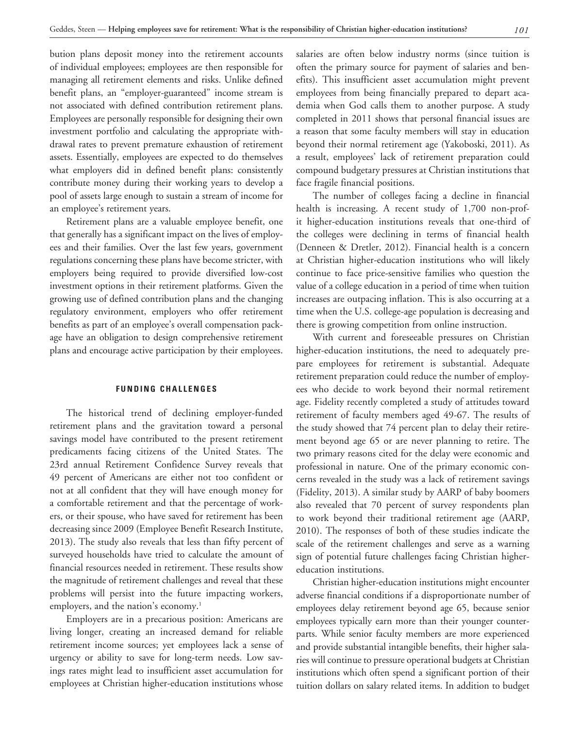bution plans deposit money into the retirement accounts of individual employees; employees are then responsible for managing all retirement elements and risks. Unlike defined benefit plans, an "employer-guaranteed" income stream is not associated with defined contribution retirement plans. Employees are personally responsible for designing their own investment portfolio and calculating the appropriate withdrawal rates to prevent premature exhaustion of retirement assets. Essentially, employees are expected to do themselves what employers did in defined benefit plans: consistently contribute money during their working years to develop a pool of assets large enough to sustain a stream of income for an employee's retirement years.

Retirement plans are a valuable employee benefit, one that generally has a significant impact on the lives of employees and their families. Over the last few years, government regulations concerning these plans have become stricter, with employers being required to provide diversified low-cost investment options in their retirement platforms. Given the growing use of defined contribution plans and the changing regulatory environment, employers who offer retirement benefits as part of an employee's overall compensation package have an obligation to design comprehensive retirement plans and encourage active participation by their employees.

## FUNDING CHALLENGES

The historical trend of declining employer-funded retirement plans and the gravitation toward a personal savings model have contributed to the present retirement predicaments facing citizens of the United States. The 23rd annual Retirement Confidence Survey reveals that 49 percent of Americans are either not too confident or not at all confident that they will have enough money for a comfortable retirement and that the percentage of workers, or their spouse, who have saved for retirement has been decreasing since 2009 (Employee Benefit Research Institute, 2013). The study also reveals that less than fifty percent of surveyed households have tried to calculate the amount of financial resources needed in retirement. These results show the magnitude of retirement challenges and reveal that these problems will persist into the future impacting workers, employers, and the nation's economy.[1]

Employers are in a precarious position: Americans are living longer, creating an increased demand for reliable retirement income sources; yet employees lack a sense of urgency or ability to save for long-term needs. Low savings rates might lead to insufficient asset accumulation for employees at Christian higher-education institutions whose salaries are often below industry norms (since tuition is often the primary source for payment of salaries and benefits). This insufficient asset accumulation might prevent employees from being financially prepared to depart academia when God calls them to another purpose. A study completed in 2011 shows that personal financial issues are a reason that some faculty members will stay in education beyond their normal retirement age (Yakoboski, 2011). As a result, employees' lack of retirement preparation could compound budgetary pressures at Christian institutions that face fragile financial positions.

The number of colleges facing a decline in financial health is increasing. A recent study of 1,700 non-profit higher-education institutions reveals that one-third of the colleges were declining in terms of financial health (Denneen & Dretler, 2012). Financial health is a concern at Christian higher-education institutions who will likely continue to face price-sensitive families who question the value of a college education in a period of time when tuition increases are outpacing inflation. This is also occurring at a time when the U.S. college-age population is decreasing and there is growing competition from online instruction.

With current and foreseeable pressures on Christian higher-education institutions, the need to adequately prepare employees for retirement is substantial. Adequate retirement preparation could reduce the number of employees who decide to work beyond their normal retirement age. Fidelity recently completed a study of attitudes toward retirement of faculty members aged 49-67. The results of the study showed that 74 percent plan to delay their retirement beyond age 65 or are never planning to retire. The two primary reasons cited for the delay were economic and professional in nature. One of the primary economic concerns revealed in the study was a lack of retirement savings (Fidelity, 2013). A similar study by AARP of baby boomers also revealed that 70 percent of survey respondents plan to work beyond their traditional retirement age (AARP, 2010). The responses of both of these studies indicate the scale of the retirement challenges and serve as a warning sign of potential future challenges facing Christian higher-education institutions.

Christian higher-education institutions might encounter adverse financial conditions if a disproportionate number of employees delay retirement beyond age 65, because senior employees typically earn more than their younger counterparts. While senior faculty members are more experienced and provide substantial intangible benefits, their higher salaries will continue to pressure operational budgets at Christian institutions which often spend a significant portion of their tuition dollars on salary related items. In addition to budget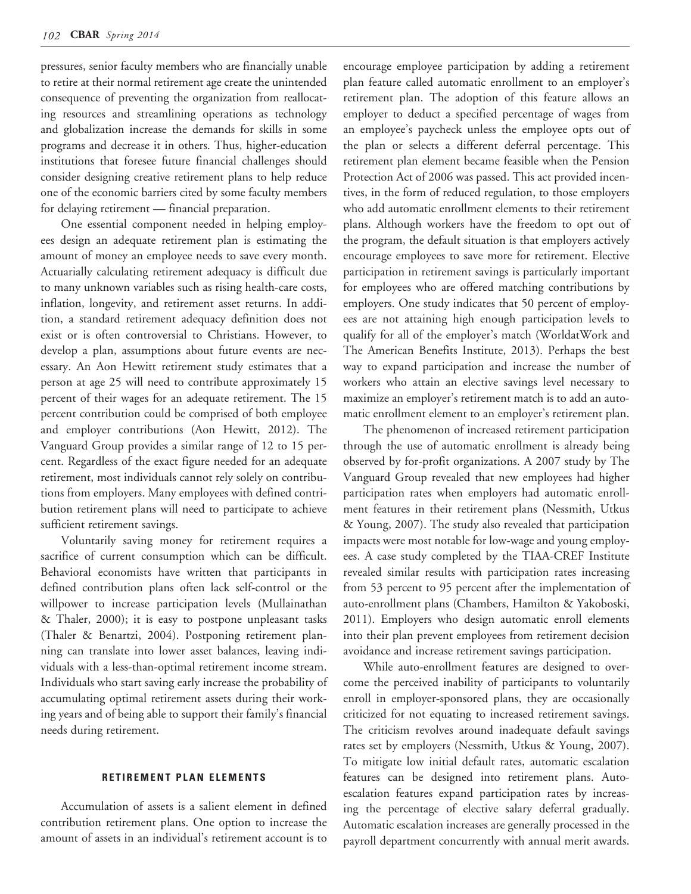pressures, senior faculty members who are financially unable to retire at their normal retirement age create the unintended consequence of preventing the organization from reallocating resources and streamlining operations as technology and globalization increase the demands for skills in some programs and decrease it in others. Thus, higher-education institutions that foresee future financial challenges should consider designing creative retirement plans to help reduce one of the economic barriers cited by some faculty members for delaying retirement — financial preparation.

One essential component needed in helping employees design an adequate retirement plan is estimating the amount of money an employee needs to save every month. Actuarially calculating retirement adequacy is difficult due to many unknown variables such as rising health-care costs, inflation, longevity, and retirement asset returns. In addition, a standard retirement adequacy definition does not exist or is often controversial to Christians. However, to develop a plan, assumptions about future events are necessary. An Aon Hewitt retirement study estimates that a person at age 25 will need to contribute approximately 15 percent of their wages for an adequate retirement. The 15 percent contribution could be comprised of both employee and employer contributions (Aon Hewitt, 2012). The Vanguard Group provides a similar range of 12 to 15 percent. Regardless of the exact figure needed for an adequate retirement, most individuals cannot rely solely on contributions from employers. Many employees with defined contribution retirement plans will need to participate to achieve sufficient retirement savings.

Voluntarily saving money for retirement requires a sacrifice of current consumption which can be difficult. Behavioral economists have written that participants in defined contribution plans often lack self-control or the willpower to increase participation levels (Mullainathan & Thaler, 2000); it is easy to postpone unpleasant tasks (Thaler & Benartzi, 2004). Postponing retirement planning can translate into lower asset balances, leaving individuals with a less-than-optimal retirement income stream. Individuals who start saving early increase the probability of accumulating optimal retirement assets during their working years and of being able to support their family's financial needs during retirement.

## RETIREMENT PLAN ELEMENTS

Accumulation of assets is a salient element in defined contribution retirement plans. One option to increase the amount of assets in an individual's retirement account is to encourage employee participation by adding a retirement plan feature called automatic enrollment to an employer's retirement plan. The adoption of this feature allows an employer to deduct a specified percentage of wages from an employee's paycheck unless the employee opts out of the plan or selects a different deferral percentage. This retirement plan element became feasible when the Pension Protection Act of 2006 was passed. This act provided incentives, in the form of reduced regulation, to those employers who add automatic enrollment elements to their retirement plans. Although workers have the freedom to opt out of the program, the default situation is that employers actively encourage employees to save more for retirement. Elective participation in retirement savings is particularly important for employees who are offered matching contributions by employers. One study indicates that 50 percent of employees are not attaining high enough participation levels to qualify for all of the employer's match (WorldatWork and The American Benefits Institute, 2013). Perhaps the best way to expand participation and increase the number of workers who attain an elective savings level necessary to maximize an employer's retirement match is to add an automatic enrollment element to an employer's retirement plan.

The phenomenon of increased retirement participation through the use of automatic enrollment is already being observed by for-profit organizations. A 2007 study by The Vanguard Group revealed that new employees had higher participation rates when employers had automatic enrollment features in their retirement plans (Nessmith, Utkus & Young, 2007). The study also revealed that participation impacts were most notable for low-wage and young employees. A case study completed by the TIAA-CREF Institute revealed similar results with participation rates increasing from 53 percent to 95 percent after the implementation of auto-enrollment plans (Chambers, Hamilton & Yakoboski, 2011). Employers who design automatic enroll elements into their plan prevent employees from retirement decision avoidance and increase retirement savings participation.

While auto-enrollment features are designed to overcome the perceived inability of participants to voluntarily enroll in employer-sponsored plans, they are occasionally criticized for not equating to increased retirement savings. The criticism revolves around inadequate default savings rates set by employers (Nessmith, Utkus & Young, 2007). To mitigate low initial default rates, automatic escalation features can be designed into retirement plans. Auto-escalation features expand participation rates by increasing the percentage of elective salary deferral gradually. Automatic escalation increases are generally processed in the payroll department concurrently with annual merit awards.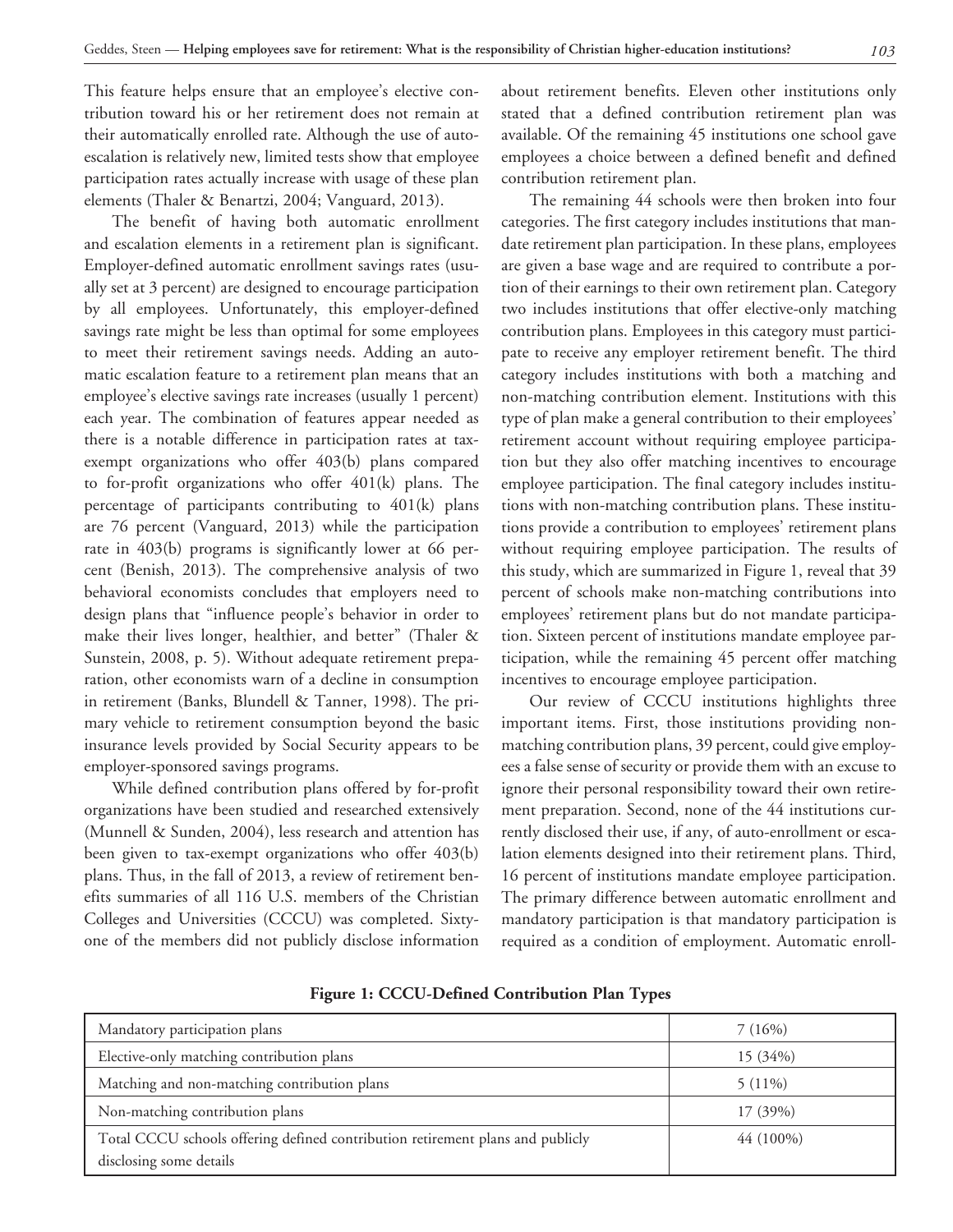This feature helps ensure that an employee's elective contribution toward his or her retirement does not remain at their automatically enrolled rate. Although the use of auto-escalation is relatively new, limited tests show that employee participation rates actually increase with usage of these plan elements (Thaler & Benartzi, 2004; Vanguard, 2013).

The benefit of having both automatic enrollment and escalation elements in a retirement plan is significant. Employer-defined automatic enrollment savings rates (usually set at 3 percent) are designed to encourage participation by all employees. Unfortunately, this employer-defined savings rate might be less than optimal for some employees to meet their retirement savings needs. Adding an automatic escalation feature to a retirement plan means that an employee's elective savings rate increases (usually 1 percent) each year. The combination of features appear needed as there is a notable difference in participation rates at tax-exempt organizations who offer 403(b) plans compared to for-profit organizations who offer 401(k) plans. The percentage of participants contributing to 401(k) plans are 76 percent (Vanguard, 2013) while the participation rate in 403(b) programs is significantly lower at 66 percent (Benish, 2013). The comprehensive analysis of two behavioral economists concludes that employers need to design plans that "influence people's behavior in order to make their lives longer, healthier, and better" (Thaler & Sunstein, 2008, p. 5). Without adequate retirement preparation, other economists warn of a decline in consumption in retirement (Banks, Blundell & Tanner, 1998). The primary vehicle to retirement consumption beyond the basic insurance levels provided by Social Security appears to be employer-sponsored savings programs.

While defined contribution plans offered by for-profit organizations have been studied and researched extensively (Munnell & Sunden, 2004), less research and attention has been given to tax-exempt organizations who offer 403(b) plans. Thus, in the fall of 2013, a review of retirement benefits summaries of all 116 U.S. members of the Christian Colleges and Universities (CCCU) was completed. Sixty-one of the members did not publicly disclose information about retirement benefits. Eleven other institutions only stated that a defined contribution retirement plan was available. Of the remaining 45 institutions one school gave employees a choice between a defined benefit and defined contribution retirement plan.

The remaining 44 schools were then broken into four categories. The first category includes institutions that mandate retirement plan participation. In these plans, employees are given a base wage and are required to contribute a portion of their earnings to their own retirement plan. Category two includes institutions that offer elective-only matching contribution plans. Employees in this category must participate to receive any employer retirement benefit. The third category includes institutions with both a matching and non-matching contribution element. Institutions with this type of plan make a general contribution to their employees' retirement account without requiring employee participation but they also offer matching incentives to encourage employee participation. The final category includes institutions with non-matching contribution plans. These institutions provide a contribution to employees' retirement plans without requiring employee participation. The results of this study, which are summarized in Figure 1, reveal that 39 percent of schools make non-matching contributions into employees' retirement plans but do not mandate participation. Sixteen percent of institutions mandate employee participation, while the remaining 45 percent offer matching incentives to encourage employee participation.

Our review of CCCU institutions highlights three important items. First, those institutions providing non-matching contribution plans, 39 percent, could give employees a false sense of security or provide them with an excuse to ignore their personal responsibility toward their own retirement preparation. Second, none of the 44 institutions currently disclosed their use, if any, of auto-enrollment or escalation elements designed into their retirement plans. Third, 16 percent of institutions mandate employee participation. The primary difference between automatic enrollment and mandatory participation is that mandatory participation is required as a condition of employment. Automatic enroll-

**Figure 1: CCCU-Defined Contribution Plan Types**

| Plan type | Count |
|---|---|
| Mandatory participation plans | 7 (16%) |
| Elective-only matching contribution plans | 15 (34%) |
| Matching and non-matching contribution plans | 5 (11%) |
| Non-matching contribution plans | 17 (39%) |
| Total CCCU schools offering defined contribution retirement plans and publicly disclosing some details | 44 (100%) |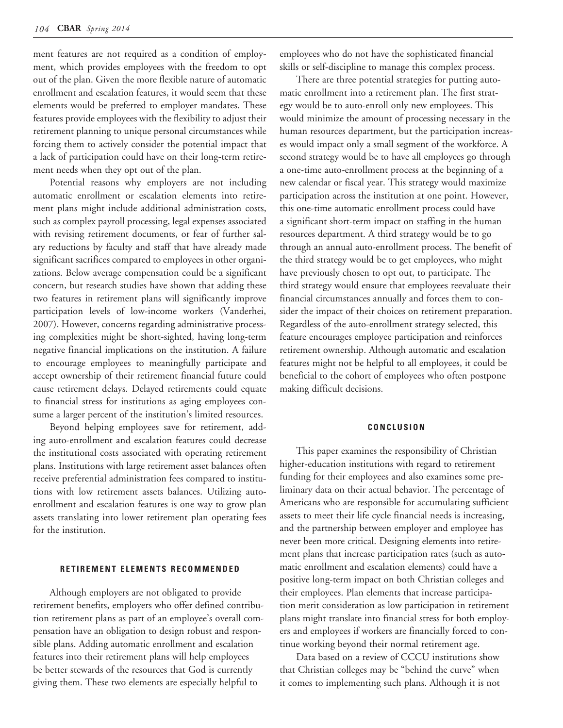ment features are not required as a condition of employment, which provides employees with the freedom to opt out of the plan. Given the more flexible nature of automatic enrollment and escalation features, it would seem that these elements would be preferred to employer mandates. These features provide employees with the flexibility to adjust their retirement planning to unique personal circumstances while forcing them to actively consider the potential impact that a lack of participation could have on their long-term retirement needs when they opt out of the plan.

Potential reasons why employers are not including automatic enrollment or escalation elements into retirement plans might include additional administration costs, such as complex payroll processing, legal expenses associated with revising retirement documents, or fear of further salary reductions by faculty and staff that have already made significant sacrifices compared to employees in other organizations. Below average compensation could be a significant concern, but research studies have shown that adding these two features in retirement plans will significantly improve participation levels of low-income workers (Vanderhei, 2007). However, concerns regarding administrative processing complexities might be short-sighted, having long-term negative financial implications on the institution. A failure to encourage employees to meaningfully participate and accept ownership of their retirement financial future could cause retirement delays. Delayed retirements could equate to financial stress for institutions as aging employees consume a larger percent of the institution's limited resources.

Beyond helping employees save for retirement, adding auto-enrollment and escalation features could decrease the institutional costs associated with operating retirement plans. Institutions with large retirement asset balances often receive preferential administration fees compared to institutions with low retirement assets balances. Utilizing auto-enrollment and escalation features is one way to grow plan assets translating into lower retirement plan operating fees for the institution.

## RETIREMENT ELEMENTS RECOMMENDED

Although employers are not obligated to provide retirement benefits, employers who offer defined contribution retirement plans as part of an employee's overall compensation have an obligation to design robust and responsible plans. Adding automatic enrollment and escalation features into their retirement plans will help employees be better stewards of the resources that God is currently giving them. These two elements are especially helpful to employees who do not have the sophisticated financial skills or self-discipline to manage this complex process.

There are three potential strategies for putting automatic enrollment into a retirement plan. The first strategy would be to auto-enroll only new employees. This would minimize the amount of processing necessary in the human resources department, but the participation increases would impact only a small segment of the workforce. A second strategy would be to have all employees go through a one-time auto-enrollment process at the beginning of a new calendar or fiscal year. This strategy would maximize participation across the institution at one point. However, this one-time automatic enrollment process could have a significant short-term impact on staffing in the human resources department. A third strategy would be to go through an annual auto-enrollment process. The benefit of the third strategy would be to get employees, who might have previously chosen to opt out, to participate. The third strategy would ensure that employees reevaluate their financial circumstances annually and forces them to consider the impact of their choices on retirement preparation. Regardless of the auto-enrollment strategy selected, this feature encourages employee participation and reinforces retirement ownership. Although automatic and escalation features might not be helpful to all employees, it could be beneficial to the cohort of employees who often postpone making difficult decisions.

## CONCLUSION

This paper examines the responsibility of Christian higher-education institutions with regard to retirement funding for their employees and also examines some preliminary data on their actual behavior. The percentage of Americans who are responsible for accumulating sufficient assets to meet their life cycle financial needs is increasing, and the partnership between employer and employee has never been more critical. Designing elements into retirement plans that increase participation rates (such as automatic enrollment and escalation elements) could have a positive long-term impact on both Christian colleges and their employees. Plan elements that increase participation merit consideration as low participation in retirement plans might translate into financial stress for both employers and employees if workers are financially forced to continue working beyond their normal retirement age.

Data based on a review of CCCU institutions show that Christian colleges may be "behind the curve" when it comes to implementing such plans. Although it is not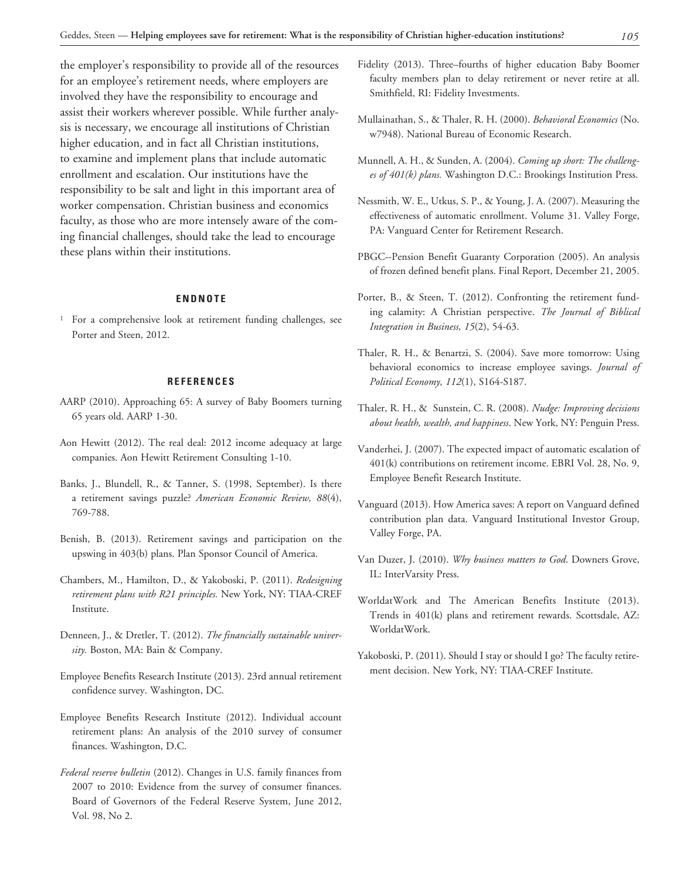the employer's responsibility to provide all of the resources for an employee's retirement needs, where employers are involved they have the responsibility to encourage and assist their workers wherever possible. While further analysis is necessary, we encourage all institutions of Christian higher education, and in fact all Christian institutions, to examine and implement plans that include automatic enrollment and escalation. Our institutions have the responsibility to be salt and light in this important area of worker compensation. Christian business and economics faculty, as those who are more intensely aware of the coming financial challenges, should take the lead to encourage these plans within their institutions.

## ENDNOTE

[1] For a comprehensive look at retirement funding challenges, see Porter and Steen, 2012.

## REFERENCES

AARP (2010). Approaching 65: A survey of Baby Boomers turning 65 years old. AARP 1-30.

Aon Hewitt (2012). The real deal: 2012 income adequacy at large companies. Aon Hewitt Retirement Consulting 1-10.

Banks, J., Blundell, R., & Tanner, S. (1998, September). Is there a retirement savings puzzle? *American Economic Review, 88*(4), 769-788.

Benish, B. (2013). Retirement savings and participation on the upswing in 403(b) plans. Plan Sponsor Council of America.

Chambers, M., Hamilton, D., & Yakoboski, P. (2011). *Redesigning retirement plans with R21 principles.* New York, NY: TIAA-CREF Institute.

Denneen, J., & Dretler, T. (2012). *The financially sustainable university.* Boston, MA: Bain & Company.

Employee Benefits Research Institute (2013). 23rd annual retirement confidence survey. Washington, DC.

Employee Benefits Research Institute (2012). Individual account retirement plans: An analysis of the 2010 survey of consumer finances. Washington, D.C.

*Federal reserve bulletin* (2012). Changes in U.S. family finances from 2007 to 2010: Evidence from the survey of consumer finances. Board of Governors of the Federal Reserve System, June 2012, Vol. 98, No 2.

Fidelity (2013). Three–fourths of higher education Baby Boomer faculty members plan to delay retirement or never retire at all. Smithfield, RI: Fidelity Investments.

Mullainathan, S., & Thaler, R. H. (2000). *Behavioral Economics* (No. w7948). National Bureau of Economic Research.

Munnell, A. H., & Sunden, A. (2004). *Coming up short: The challenges of 401(k) plans.* Washington D.C.: Brookings Institution Press.

Nessmith, W. E., Utkus, S. P., & Young, J. A. (2007). Measuring the effectiveness of automatic enrollment. Volume 31. Valley Forge, PA: Vanguard Center for Retirement Research.

PBGC--Pension Benefit Guaranty Corporation (2005). An analysis of frozen defined benefit plans. Final Report, December 21, 2005.

Porter, B., & Steen, T. (2012). Confronting the retirement funding calamity: A Christian perspective. *The Journal of Biblical Integration in Business, 15*(2), 54-63.

Thaler, R. H., & Benartzi, S. (2004). Save more tomorrow: Using behavioral economics to increase employee savings. *Journal of Political Economy, 112*(1), S164-S187.

Thaler, R. H., & Sunstein, C. R. (2008). *Nudge: Improving decisions about health, wealth, and happiness*. New York, NY: Penguin Press.

Vanderhei, J. (2007). The expected impact of automatic escalation of 401(k) contributions on retirement income. EBRI Vol. 28, No. 9, Employee Benefit Research Institute.

Vanguard (2013). How America saves: A report on Vanguard defined contribution plan data. Vanguard Institutional Investor Group, Valley Forge, PA.

Van Duzer, J. (2010). *Why business matters to God*. Downers Grove, IL: InterVarsity Press.

WorldatWork and The American Benefits Institute (2013). Trends in 401(k) plans and retirement rewards. Scottsdale, AZ: WorldatWork.

Yakoboski, P. (2011). Should I stay or should I go? The faculty retirement decision. New York, NY: TIAA-CREF Institute.